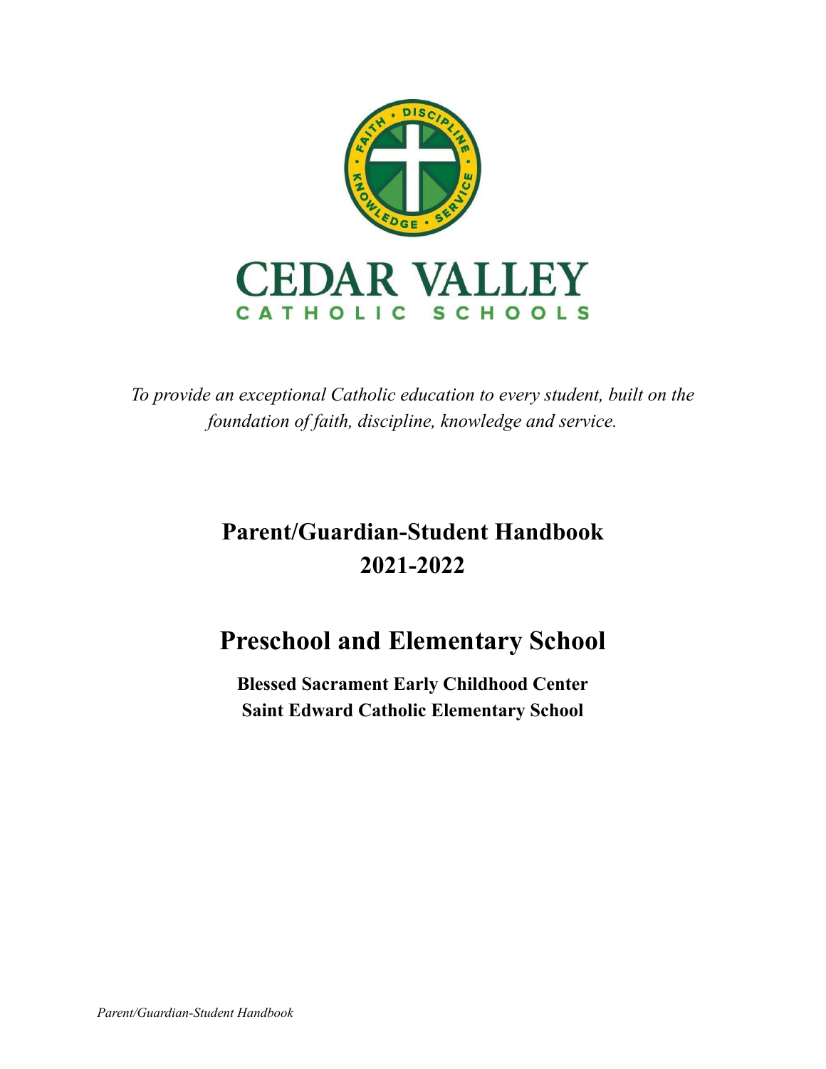CEDAR VALLEY

CATHOLIC SCHOOLS

*To provide an exceptional Catholic education to every student, built on the foundation of faith, discipline, knowledge and service.*

# Parent/Guardian-Student Handbook 2021-2022

# Preschool and Elementary School

**Blessed Sacrament Early Childhood Center**
**Saint Edward Catholic Elementary School**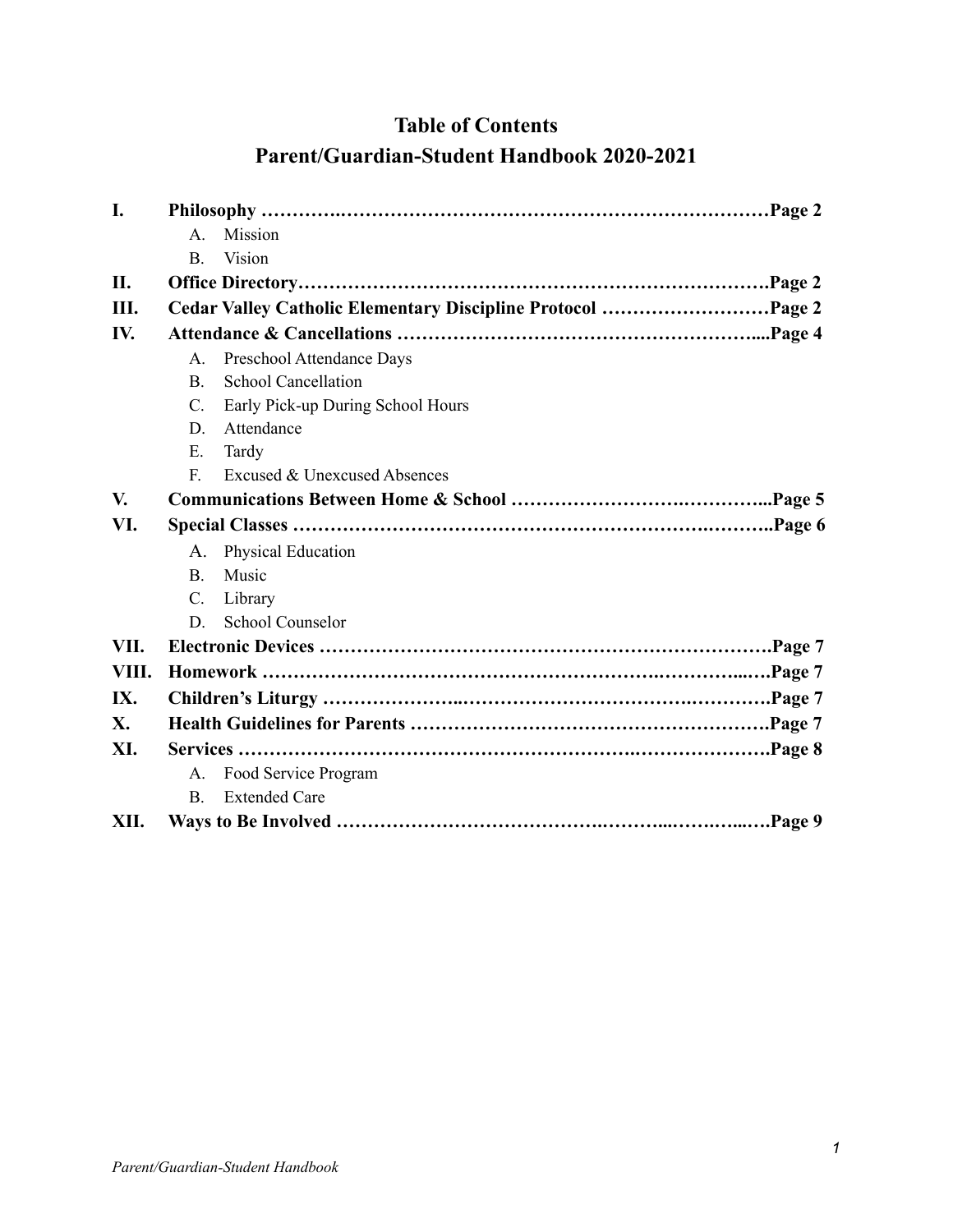# Table of Contents

# Parent/Guardian-Student Handbook 2020-2021

**I. Philosophy ……………………………………………………………………………Page 2**

- A. Mission
- B. Vision

**II. Office Directory…………………………………………………………………….Page 2**

**III. Cedar Valley Catholic Elementary Discipline Protocol ………………………Page 2**

**IV. Attendance & Cancellations …………………………………………………....Page 4**

- A. Preschool Attendance Days
- B. School Cancellation
- C. Early Pick-up During School Hours
- D. Attendance
- E. Tardy
- F. Excused & Unexcused Absences

**V. Communications Between Home & School ……………………………………...Page 5**

**VI. Special Classes ………………………………………………………………..Page 6**

- A. Physical Education
- B. Music
- C. Library
- D. School Counselor

**VII. Electronic Devices ……………………………………………………………….Page 7**

**VIII. Homework …………………………………………………………………….Page 7**

**IX. Children's Liturgy ……………………………………………………………….Page 7**

**X. Health Guidelines for Parents ………………………………………………….Page 7**

**XI. Services …………………………………………………………………………….Page 8**

- A. Food Service Program
- B. Extended Care

**XII. Ways to Be Involved …………………………………………………………….Page 9**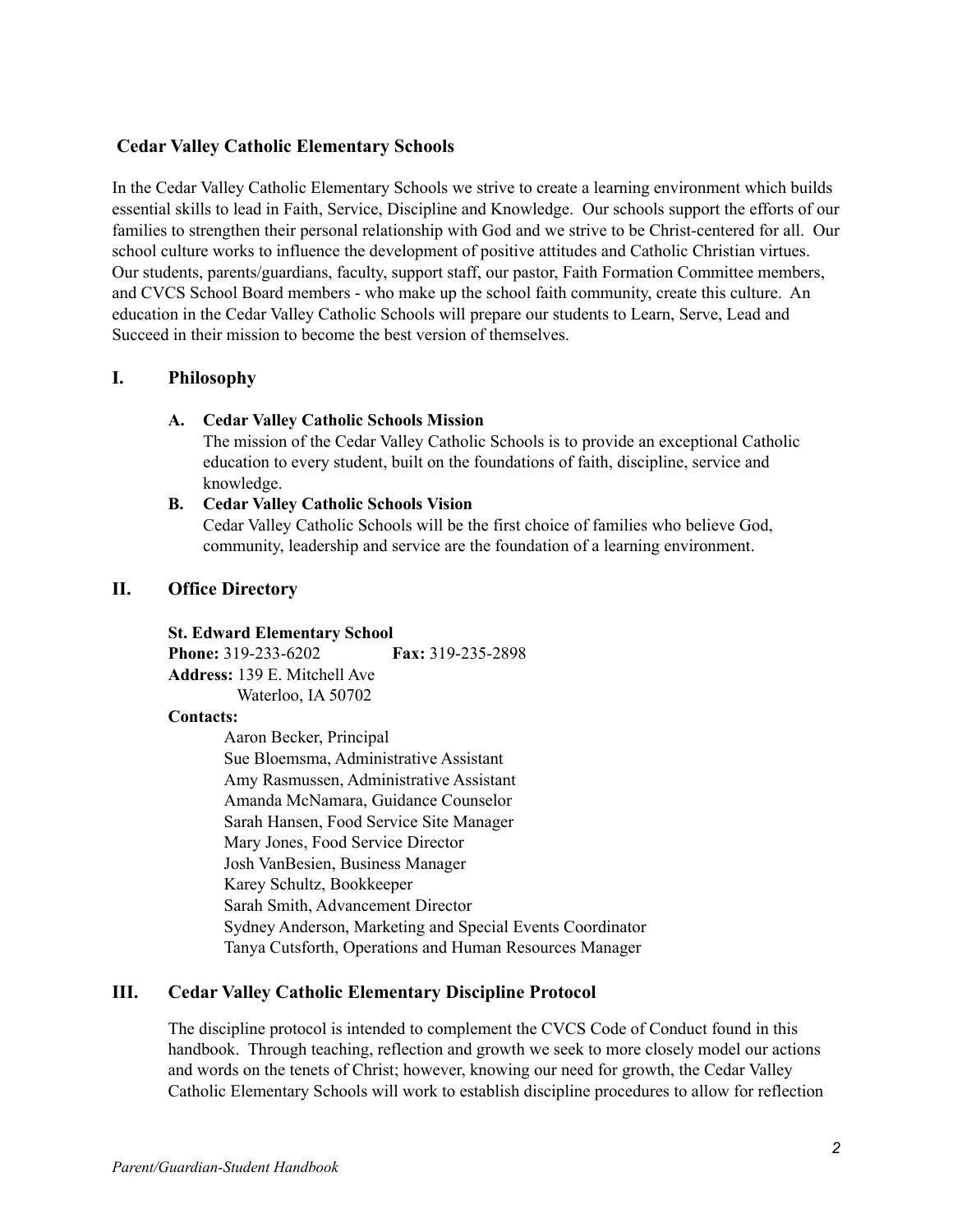## Cedar Valley Catholic Elementary Schools

In the Cedar Valley Catholic Elementary Schools we strive to create a learning environment which builds essential skills to lead in Faith, Service, Discipline and Knowledge. Our schools support the efforts of our families to strengthen their personal relationship with God and we strive to be Christ-centered for all. Our school culture works to influence the development of positive attitudes and Catholic Christian virtues. Our students, parents/guardians, faculty, support staff, our pastor, Faith Formation Committee members, and CVCS School Board members - who make up the school faith community, create this culture. An education in the Cedar Valley Catholic Schools will prepare our students to Learn, Serve, Lead and Succeed in their mission to become the best version of themselves.

## I. Philosophy

### A. Cedar Valley Catholic Schools Mission

The mission of the Cedar Valley Catholic Schools is to provide an exceptional Catholic education to every student, built on the foundations of faith, discipline, service and knowledge.

### B. Cedar Valley Catholic Schools Vision

Cedar Valley Catholic Schools will be the first choice of families who believe God, community, leadership and service are the foundation of a learning environment.

## II. Office Directory

**St. Edward Elementary School**

**Phone:** 319-233-6202 **Fax:** 319-235-2898

**Address:** 139 E. Mitchell Ave
Waterloo, IA 50702

**Contacts:**

Aaron Becker, Principal
Sue Bloemsma, Administrative Assistant
Amy Rasmussen, Administrative Assistant
Amanda McNamara, Guidance Counselor
Sarah Hansen, Food Service Site Manager
Mary Jones, Food Service Director
Josh VanBesien, Business Manager
Karey Schultz, Bookkeeper
Sarah Smith, Advancement Director
Sydney Anderson, Marketing and Special Events Coordinator
Tanya Cutsforth, Operations and Human Resources Manager

## III. Cedar Valley Catholic Elementary Discipline Protocol

The discipline protocol is intended to complement the CVCS Code of Conduct found in this handbook. Through teaching, reflection and growth we seek to more closely model our actions and words on the tenets of Christ; however, knowing our need for growth, the Cedar Valley Catholic Elementary Schools will work to establish discipline procedures to allow for reflection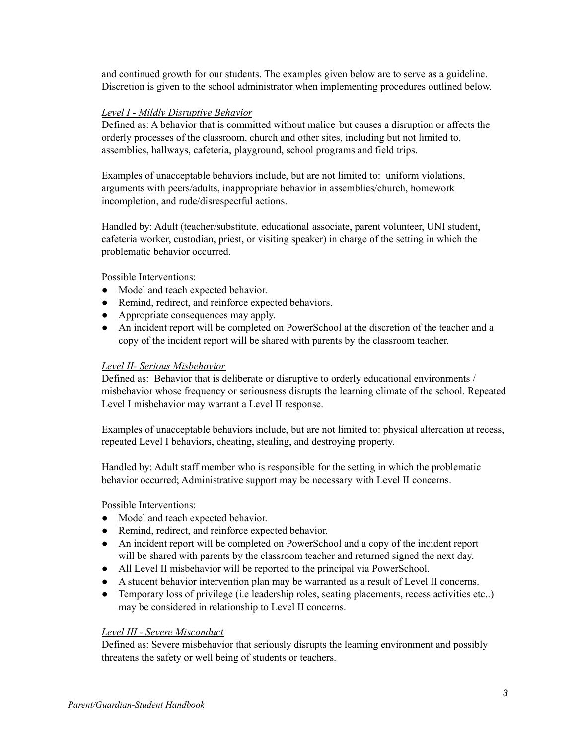and continued growth for our students. The examples given below are to serve as a guideline. Discretion is given to the school administrator when implementing procedures outlined below.

*Level I - Mildly Disruptive Behavior*

Defined as: A behavior that is committed without malice but causes a disruption or affects the orderly processes of the classroom, church and other sites, including but not limited to, assemblies, hallways, cafeteria, playground, school programs and field trips.

Examples of unacceptable behaviors include, but are not limited to: uniform violations, arguments with peers/adults, inappropriate behavior in assemblies/church, homework incompletion, and rude/disrespectful actions.

Handled by: Adult (teacher/substitute, educational associate, parent volunteer, UNI student, cafeteria worker, custodian, priest, or visiting speaker) in charge of the setting in which the problematic behavior occurred.

Possible Interventions:

- Model and teach expected behavior.
- Remind, redirect, and reinforce expected behaviors.
- Appropriate consequences may apply.
- An incident report will be completed on PowerSchool at the discretion of the teacher and a copy of the incident report will be shared with parents by the classroom teacher.

*Level II- Serious Misbehavior*

Defined as: Behavior that is deliberate or disruptive to orderly educational environments / misbehavior whose frequency or seriousness disrupts the learning climate of the school. Repeated Level I misbehavior may warrant a Level II response.

Examples of unacceptable behaviors include, but are not limited to: physical altercation at recess, repeated Level I behaviors, cheating, stealing, and destroying property.

Handled by: Adult staff member who is responsible for the setting in which the problematic behavior occurred; Administrative support may be necessary with Level II concerns.

Possible Interventions:

- Model and teach expected behavior.
- Remind, redirect, and reinforce expected behavior.
- An incident report will be completed on PowerSchool and a copy of the incident report will be shared with parents by the classroom teacher and returned signed the next day.
- All Level II misbehavior will be reported to the principal via PowerSchool.
- A student behavior intervention plan may be warranted as a result of Level II concerns.
- Temporary loss of privilege (i.e leadership roles, seating placements, recess activities etc..) may be considered in relationship to Level II concerns.

*Level III - Severe Misconduct*

Defined as: Severe misbehavior that seriously disrupts the learning environment and possibly threatens the safety or well being of students or teachers.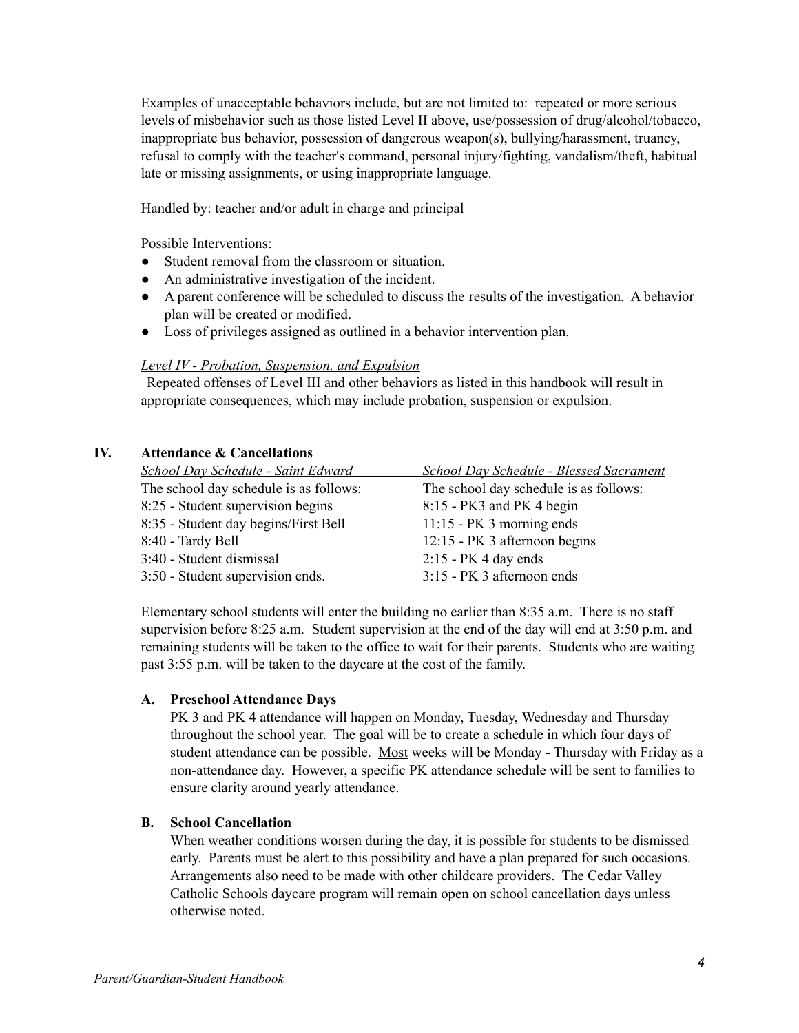Examples of unacceptable behaviors include, but are not limited to: repeated or more serious levels of misbehavior such as those listed Level II above, use/possession of drug/alcohol/tobacco, inappropriate bus behavior, possession of dangerous weapon(s), bullying/harassment, truancy, refusal to comply with the teacher's command, personal injury/fighting, vandalism/theft, habitual late or missing assignments, or using inappropriate language.

Handled by: teacher and/or adult in charge and principal

Possible Interventions:

- Student removal from the classroom or situation.
- An administrative investigation of the incident.
- A parent conference will be scheduled to discuss the results of the investigation. A behavior plan will be created or modified.
- Loss of privileges assigned as outlined in a behavior intervention plan.

*Level IV - Probation, Suspension, and Expulsion*

Repeated offenses of Level III and other behaviors as listed in this handbook will result in appropriate consequences, which may include probation, suspension or expulsion.

## IV. Attendance & Cancellations

*School Day Schedule - Saint Edward*

The school day schedule is as follows:
8:25 - Student supervision begins
8:35 - Student day begins/First Bell
8:40 - Tardy Bell
3:40 - Student dismissal
3:50 - Student supervision ends.

*School Day Schedule - Blessed Sacrament*

The school day schedule is as follows:
8:15 - PK3 and PK 4 begin
11:15 - PK 3 morning ends
12:15 - PK 3 afternoon begins
2:15 - PK 4 day ends
3:15 - PK 3 afternoon ends

Elementary school students will enter the building no earlier than 8:35 a.m. There is no staff supervision before 8:25 a.m. Student supervision at the end of the day will end at 3:50 p.m. and remaining students will be taken to the office to wait for their parents. Students who are waiting past 3:55 p.m. will be taken to the daycare at the cost of the family.

### A. Preschool Attendance Days

PK 3 and PK 4 attendance will happen on Monday, Tuesday, Wednesday and Thursday throughout the school year. The goal will be to create a schedule in which four days of student attendance can be possible. Most weeks will be Monday - Thursday with Friday as a non-attendance day. However, a specific PK attendance schedule will be sent to families to ensure clarity around yearly attendance.

### B. School Cancellation

When weather conditions worsen during the day, it is possible for students to be dismissed early. Parents must be alert to this possibility and have a plan prepared for such occasions. Arrangements also need to be made with other childcare providers. The Cedar Valley Catholic Schools daycare program will remain open on school cancellation days unless otherwise noted.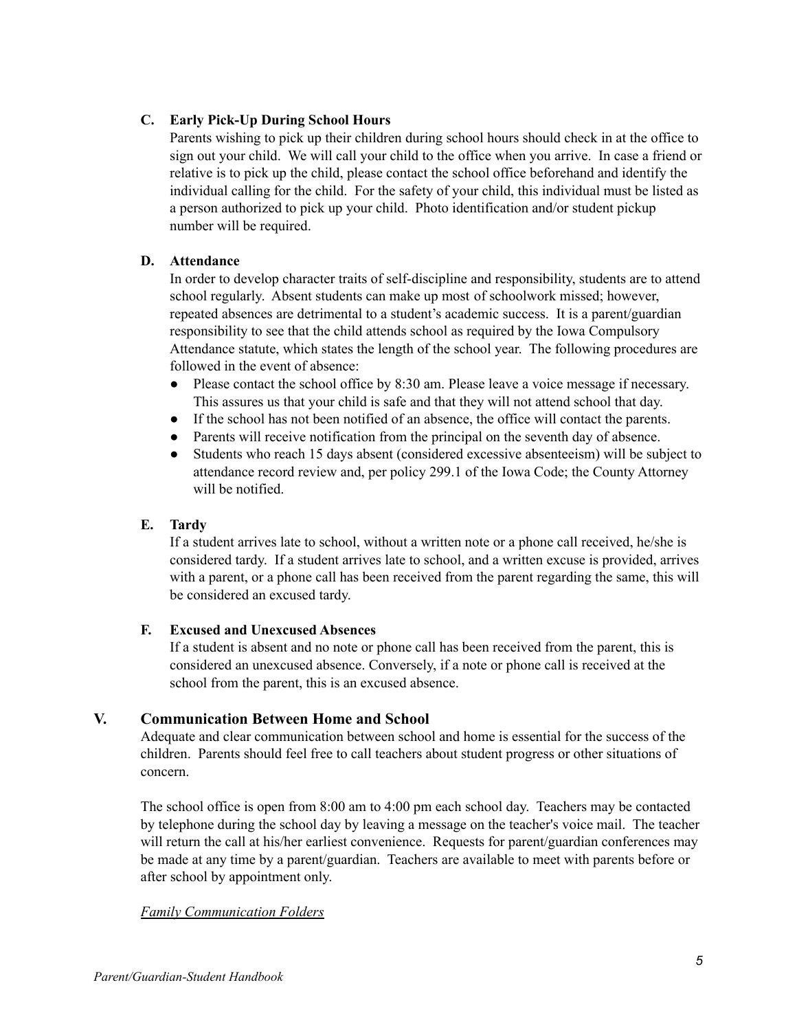### C. Early Pick-Up During School Hours

Parents wishing to pick up their children during school hours should check in at the office to sign out your child. We will call your child to the office when you arrive. In case a friend or relative is to pick up the child, please contact the school office beforehand and identify the individual calling for the child. For the safety of your child, this individual must be listed as a person authorized to pick up your child. Photo identification and/or student pickup number will be required.

### D. Attendance

In order to develop character traits of self-discipline and responsibility, students are to attend school regularly. Absent students can make up most of schoolwork missed; however, repeated absences are detrimental to a student's academic success. It is a parent/guardian responsibility to see that the child attends school as required by the Iowa Compulsory Attendance statute, which states the length of the school year. The following procedures are followed in the event of absence:

- Please contact the school office by 8:30 am. Please leave a voice message if necessary. This assures us that your child is safe and that they will not attend school that day.
- If the school has not been notified of an absence, the office will contact the parents.
- Parents will receive notification from the principal on the seventh day of absence.
- Students who reach 15 days absent (considered excessive absenteeism) will be subject to attendance record review and, per policy 299.1 of the Iowa Code; the County Attorney will be notified.

### E. Tardy

If a student arrives late to school, without a written note or a phone call received, he/she is considered tardy. If a student arrives late to school, and a written excuse is provided, arrives with a parent, or a phone call has been received from the parent regarding the same, this will be considered an excused tardy.

### F. Excused and Unexcused Absences

If a student is absent and no note or phone call has been received from the parent, this is considered an unexcused absence. Conversely, if a note or phone call is received at the school from the parent, this is an excused absence.

## V. Communication Between Home and School

Adequate and clear communication between school and home is essential for the success of the children. Parents should feel free to call teachers about student progress or other situations of concern.

The school office is open from 8:00 am to 4:00 pm each school day. Teachers may be contacted by telephone during the school day by leaving a message on the teacher's voice mail. The teacher will return the call at his/her earliest convenience. Requests for parent/guardian conferences may be made at any time by a parent/guardian. Teachers are available to meet with parents before or after school by appointment only.

*Family Communication Folders*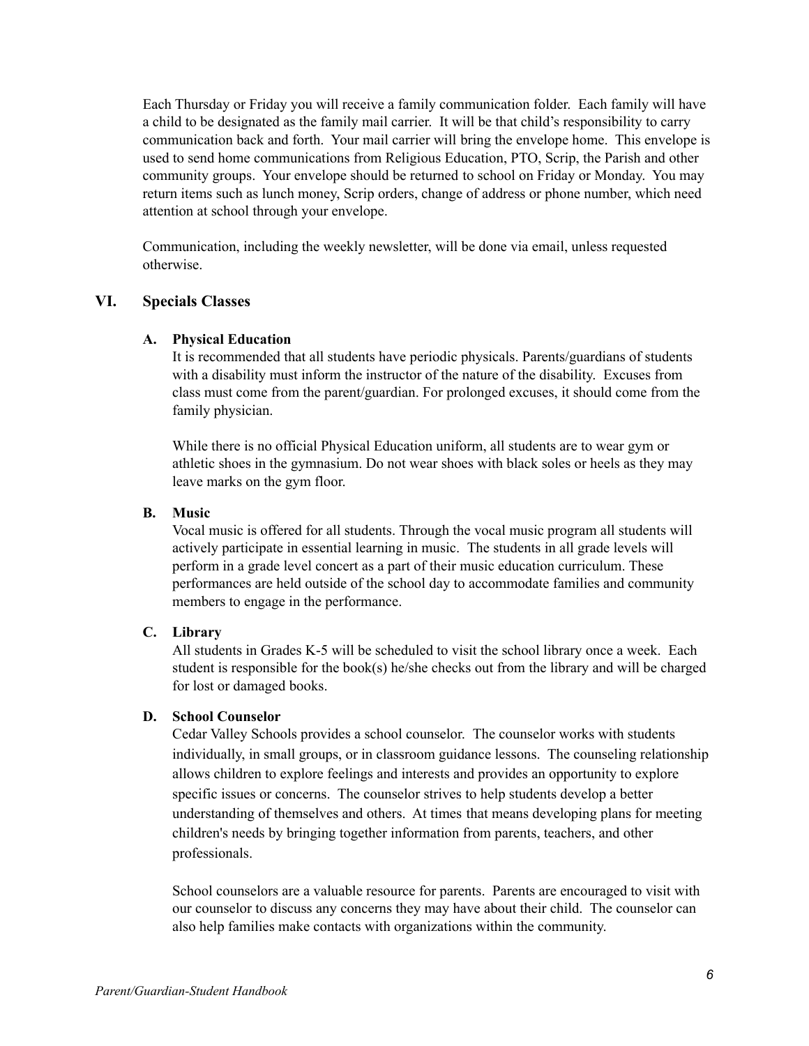Each Thursday or Friday you will receive a family communication folder. Each family will have a child to be designated as the family mail carrier. It will be that child's responsibility to carry communication back and forth. Your mail carrier will bring the envelope home. This envelope is used to send home communications from Religious Education, PTO, Scrip, the Parish and other community groups. Your envelope should be returned to school on Friday or Monday. You may return items such as lunch money, Scrip orders, change of address or phone number, which need attention at school through your envelope.

Communication, including the weekly newsletter, will be done via email, unless requested otherwise.

## VI. Specials Classes

### A. Physical Education

It is recommended that all students have periodic physicals. Parents/guardians of students with a disability must inform the instructor of the nature of the disability. Excuses from class must come from the parent/guardian. For prolonged excuses, it should come from the family physician.

While there is no official Physical Education uniform, all students are to wear gym or athletic shoes in the gymnasium. Do not wear shoes with black soles or heels as they may leave marks on the gym floor.

### B. Music

Vocal music is offered for all students. Through the vocal music program all students will actively participate in essential learning in music. The students in all grade levels will perform in a grade level concert as a part of their music education curriculum. These performances are held outside of the school day to accommodate families and community members to engage in the performance.

### C. Library

All students in Grades K-5 will be scheduled to visit the school library once a week. Each student is responsible for the book(s) he/she checks out from the library and will be charged for lost or damaged books.

### D. School Counselor

Cedar Valley Schools provides a school counselor. The counselor works with students individually, in small groups, or in classroom guidance lessons. The counseling relationship allows children to explore feelings and interests and provides an opportunity to explore specific issues or concerns. The counselor strives to help students develop a better understanding of themselves and others. At times that means developing plans for meeting children's needs by bringing together information from parents, teachers, and other professionals.

School counselors are a valuable resource for parents. Parents are encouraged to visit with our counselor to discuss any concerns they may have about their child. The counselor can also help families make contacts with organizations within the community.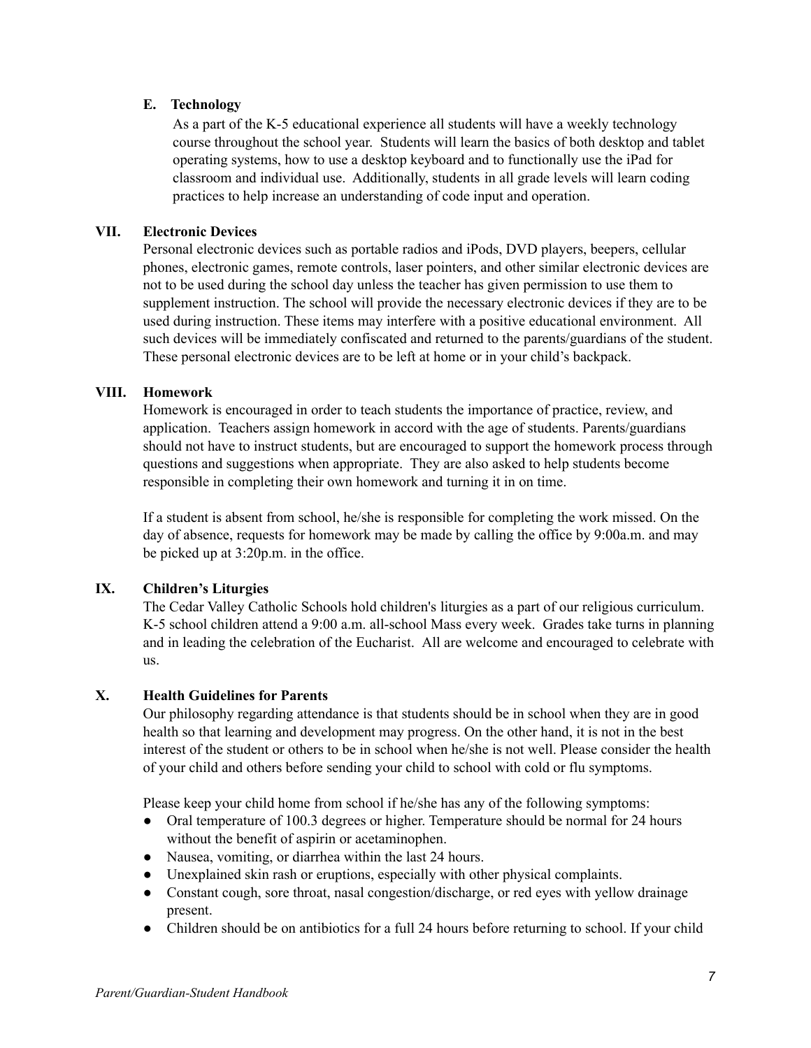### E. Technology

As a part of the K-5 educational experience all students will have a weekly technology course throughout the school year. Students will learn the basics of both desktop and tablet operating systems, how to use a desktop keyboard and to functionally use the iPad for classroom and individual use. Additionally, students in all grade levels will learn coding practices to help increase an understanding of code input and operation.

## VII. Electronic Devices

Personal electronic devices such as portable radios and iPods, DVD players, beepers, cellular phones, electronic games, remote controls, laser pointers, and other similar electronic devices are not to be used during the school day unless the teacher has given permission to use them to supplement instruction. The school will provide the necessary electronic devices if they are to be used during instruction. These items may interfere with a positive educational environment. All such devices will be immediately confiscated and returned to the parents/guardians of the student. These personal electronic devices are to be left at home or in your child's backpack.

## VIII. Homework

Homework is encouraged in order to teach students the importance of practice, review, and application. Teachers assign homework in accord with the age of students. Parents/guardians should not have to instruct students, but are encouraged to support the homework process through questions and suggestions when appropriate. They are also asked to help students become responsible in completing their own homework and turning it in on time.

If a student is absent from school, he/she is responsible for completing the work missed. On the day of absence, requests for homework may be made by calling the office by 9:00a.m. and may be picked up at 3:20p.m. in the office.

## IX. Children's Liturgies

The Cedar Valley Catholic Schools hold children's liturgies as a part of our religious curriculum. K-5 school children attend a 9:00 a.m. all-school Mass every week. Grades take turns in planning and in leading the celebration of the Eucharist. All are welcome and encouraged to celebrate with us.

## X. Health Guidelines for Parents

Our philosophy regarding attendance is that students should be in school when they are in good health so that learning and development may progress. On the other hand, it is not in the best interest of the student or others to be in school when he/she is not well. Please consider the health of your child and others before sending your child to school with cold or flu symptoms.

Please keep your child home from school if he/she has any of the following symptoms:

- Oral temperature of 100.3 degrees or higher. Temperature should be normal for 24 hours without the benefit of aspirin or acetaminophen.
- Nausea, vomiting, or diarrhea within the last 24 hours.
- Unexplained skin rash or eruptions, especially with other physical complaints.
- Constant cough, sore throat, nasal congestion/discharge, or red eyes with yellow drainage present.
- Children should be on antibiotics for a full 24 hours before returning to school. If your child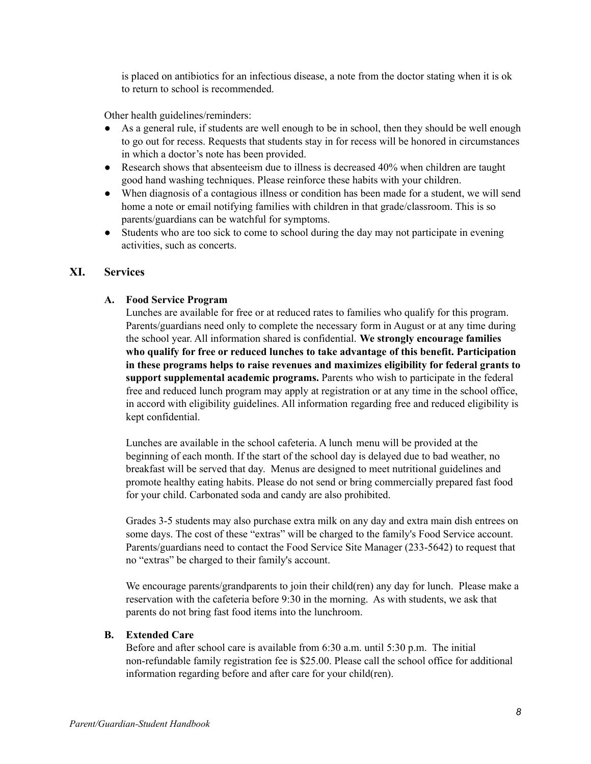is placed on antibiotics for an infectious disease, a note from the doctor stating when it is ok to return to school is recommended.

Other health guidelines/reminders:

- As a general rule, if students are well enough to be in school, then they should be well enough to go out for recess. Requests that students stay in for recess will be honored in circumstances in which a doctor's note has been provided.
- Research shows that absenteeism due to illness is decreased 40% when children are taught good hand washing techniques. Please reinforce these habits with your children.
- When diagnosis of a contagious illness or condition has been made for a student, we will send home a note or email notifying families with children in that grade/classroom. This is so parents/guardians can be watchful for symptoms.
- Students who are too sick to come to school during the day may not participate in evening activities, such as concerts.

## XI. Services

### A. Food Service Program

Lunches are available for free or at reduced rates to families who qualify for this program. Parents/guardians need only to complete the necessary form in August or at any time during the school year. All information shared is confidential. **We strongly encourage families who qualify for free or reduced lunches to take advantage of this benefit. Participation in these programs helps to raise revenues and maximizes eligibility for federal grants to support supplemental academic programs.** Parents who wish to participate in the federal free and reduced lunch program may apply at registration or at any time in the school office, in accord with eligibility guidelines. All information regarding free and reduced eligibility is kept confidential.

Lunches are available in the school cafeteria. A lunch menu will be provided at the beginning of each month. If the start of the school day is delayed due to bad weather, no breakfast will be served that day. Menus are designed to meet nutritional guidelines and promote healthy eating habits. Please do not send or bring commercially prepared fast food for your child. Carbonated soda and candy are also prohibited.

Grades 3-5 students may also purchase extra milk on any day and extra main dish entrees on some days. The cost of these "extras" will be charged to the family's Food Service account. Parents/guardians need to contact the Food Service Site Manager (233-5642) to request that no "extras" be charged to their family's account.

We encourage parents/grandparents to join their child(ren) any day for lunch. Please make a reservation with the cafeteria before 9:30 in the morning. As with students, we ask that parents do not bring fast food items into the lunchroom.

### B. Extended Care

Before and after school care is available from 6:30 a.m. until 5:30 p.m. The initial non-refundable family registration fee is $25.00. Please call the school office for additional information regarding before and after care for your child(ren).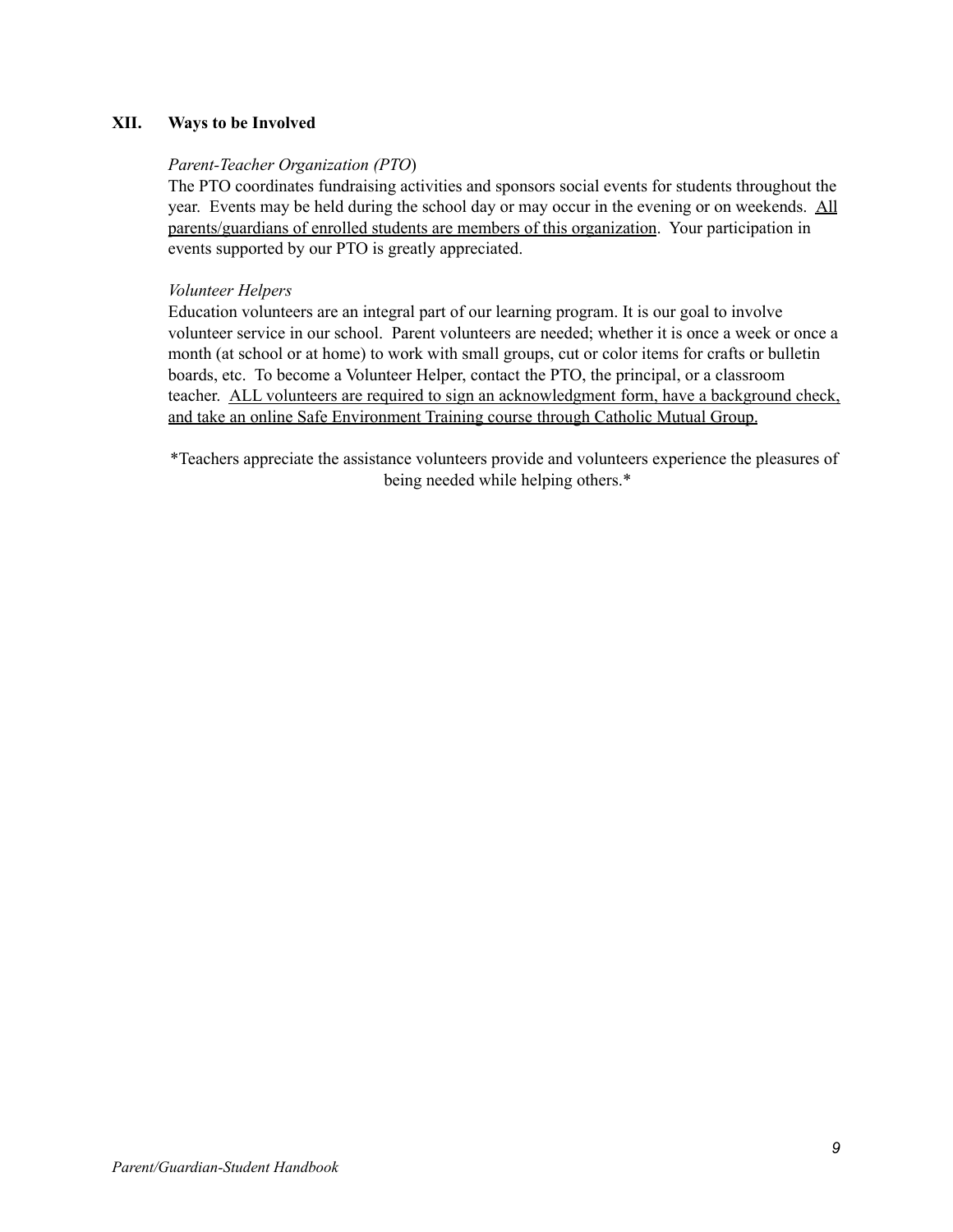## XII. Ways to be Involved

*Parent-Teacher Organization (PTO*)

The PTO coordinates fundraising activities and sponsors social events for students throughout the year. Events may be held during the school day or may occur in the evening or on weekends. <u>All parents/guardians of enrolled students are members of this organization</u>. Your participation in events supported by our PTO is greatly appreciated.

*Volunteer Helpers*

Education volunteers are an integral part of our learning program. It is our goal to involve volunteer service in our school. Parent volunteers are needed; whether it is once a week or once a month (at school or at home) to work with small groups, cut or color items for crafts or bulletin boards, etc. To become a Volunteer Helper, contact the PTO, the principal, or a classroom teacher. <u>ALL volunteers are required to sign an acknowledgment form, have a background check, and take an online Safe Environment Training course through Catholic Mutual Group.</u>

*Teachers appreciate the assistance volunteers provide and volunteers experience the pleasures of being needed while helping others.*